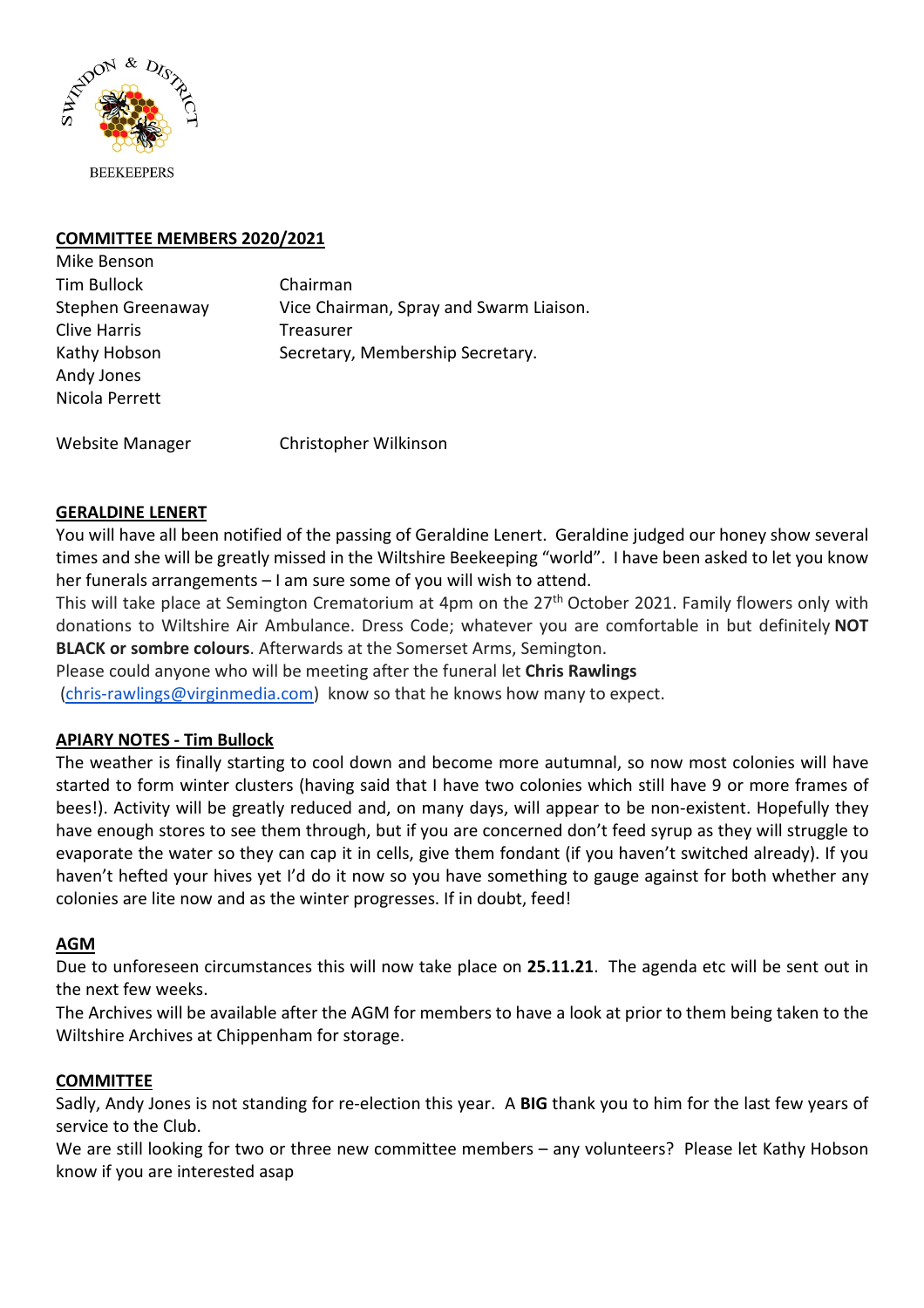SWINDON & DISTRICT BEEKEEPERS

## COMMITTEE MEMBERS 2020/2021

| | |
|---|---|
| Mike Benson | |
| Tim Bullock | Chairman |
| Stephen Greenaway | Vice Chairman, Spray and Swarm Liaison. |
| Clive Harris | Treasurer |
| Kathy Hobson | Secretary, Membership Secretary. |
| Andy Jones | |
| Nicola Perrett | |
| | |
| Website Manager | Christopher Wilkinson |

## GERALDINE LENERT

You will have all been notified of the passing of Geraldine Lenert. Geraldine judged our honey show several times and she will be greatly missed in the Wiltshire Beekeeping "world". I have been asked to let you know her funerals arrangements – I am sure some of you will wish to attend.

This will take place at Semington Crematorium at 4pm on the 27th October 2021. Family flowers only with donations to Wiltshire Air Ambulance. Dress Code; whatever you are comfortable in but definitely **NOT BLACK or sombre colours**. Afterwards at the Somerset Arms, Semington.

Please could anyone who will be meeting after the funeral let **Chris Rawlings** (chris-rawlings@virginmedia.com) know so that he knows how many to expect.

## APIARY NOTES - Tim Bullock

The weather is finally starting to cool down and become more autumnal, so now most colonies will have started to form winter clusters (having said that I have two colonies which still have 9 or more frames of bees!). Activity will be greatly reduced and, on many days, will appear to be non-existent. Hopefully they have enough stores to see them through, but if you are concerned don't feed syrup as they will struggle to evaporate the water so they can cap it in cells, give them fondant (if you haven't switched already). If you haven't hefted your hives yet I'd do it now so you have something to gauge against for both whether any colonies are lite now and as the winter progresses. If in doubt, feed!

## AGM

Due to unforeseen circumstances this will now take place on **25.11.21**. The agenda etc will be sent out in the next few weeks.

The Archives will be available after the AGM for members to have a look at prior to them being taken to the Wiltshire Archives at Chippenham for storage.

## COMMITTEE

Sadly, Andy Jones is not standing for re-election this year. A **BIG** thank you to him for the last few years of service to the Club.

We are still looking for two or three new committee members – any volunteers? Please let Kathy Hobson know if you are interested asap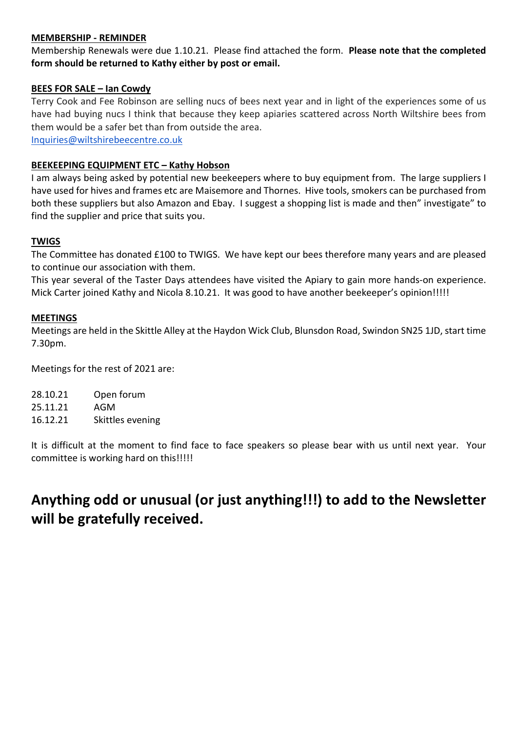**MEMBERSHIP - REMINDER**

Membership Renewals were due 1.10.21. Please find attached the form. **Please note that the completed form should be returned to Kathy either by post or email.**

**BEES FOR SALE – Ian Cowdy**

Terry Cook and Fee Robinson are selling nucs of bees next year and in light of the experiences some of us have had buying nucs I think that because they keep apiaries scattered across North Wiltshire bees from them would be a safer bet than from outside the area.

Inquiries@wiltshirebeecentre.co.uk

**BEEKEEPING EQUIPMENT ETC – Kathy Hobson**

I am always being asked by potential new beekeepers where to buy equipment from. The large suppliers I have used for hives and frames etc are Maisemore and Thornes. Hive tools, smokers can be purchased from both these suppliers but also Amazon and Ebay. I suggest a shopping list is made and then" investigate" to find the supplier and price that suits you.

**TWIGS**

The Committee has donated £100 to TWIGS. We have kept our bees therefore many years and are pleased to continue our association with them.

This year several of the Taster Days attendees have visited the Apiary to gain more hands-on experience. Mick Carter joined Kathy and Nicola 8.10.21. It was good to have another beekeeper's opinion!!!!!

**MEETINGS**

Meetings are held in the Skittle Alley at the Haydon Wick Club, Blunsdon Road, Swindon SN25 1JD, start time 7.30pm.

Meetings for the rest of 2021 are:

| | |
|---|---|
| 28.10.21 | Open forum |
| 25.11.21 | AGM |
| 16.12.21 | Skittles evening |

It is difficult at the moment to find face to face speakers so please bear with us until next year. Your committee is working hard on this!!!!!

## Anything odd or unusual (or just anything!!!) to add to the Newsletter will be gratefully received.